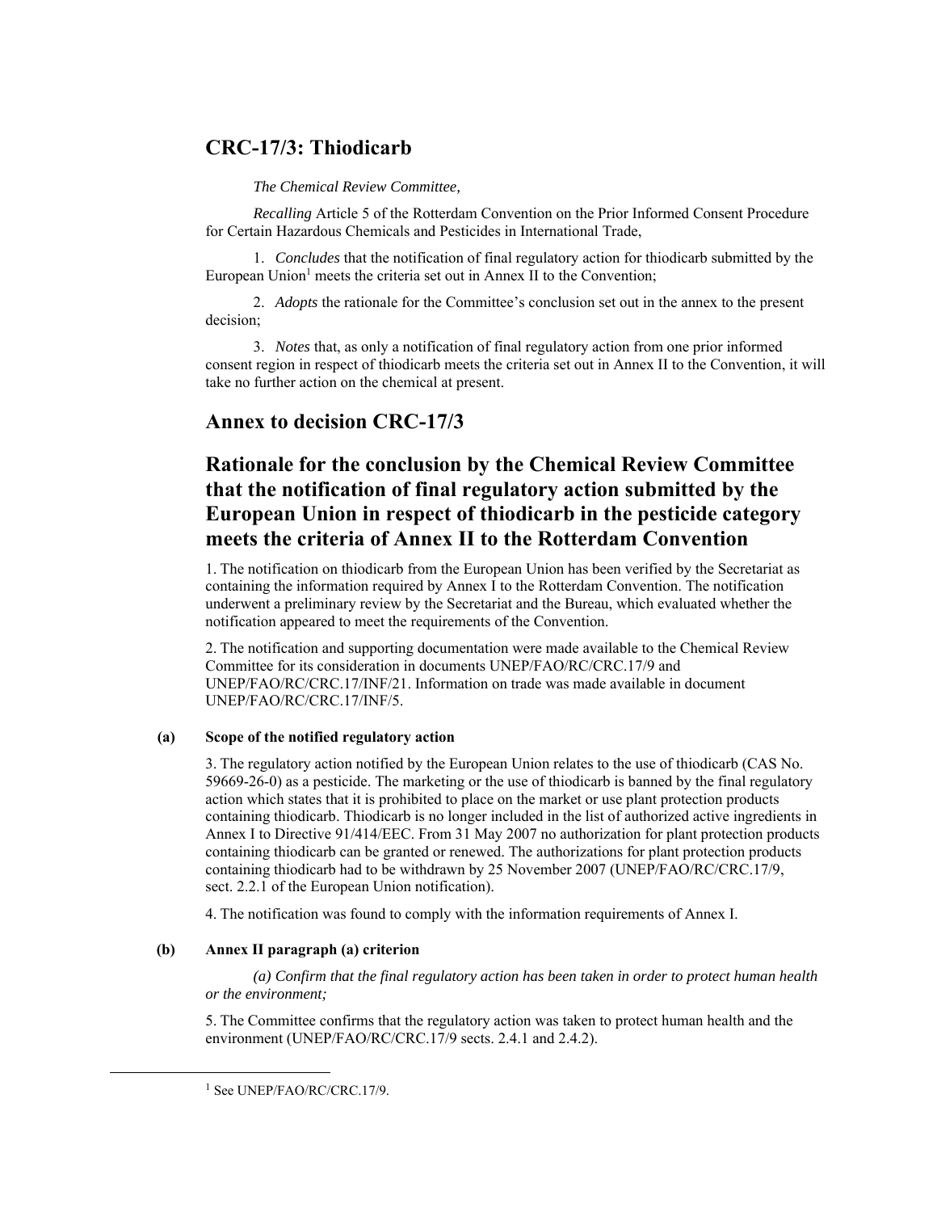## CRC-17/3: Thiodicarb

*The Chemical Review Committee,*

*Recalling* Article 5 of the Rotterdam Convention on the Prior Informed Consent Procedure for Certain Hazardous Chemicals and Pesticides in International Trade,

1. *Concludes* that the notification of final regulatory action for thiodicarb submitted by the European Union[1] meets the criteria set out in Annex II to the Convention;

2. *Adopts* the rationale for the Committee's conclusion set out in the annex to the present decision;

3. *Notes* that, as only a notification of final regulatory action from one prior informed consent region in respect of thiodicarb meets the criteria set out in Annex II to the Convention, it will take no further action on the chemical at present.

## Annex to decision CRC-17/3

## Rationale for the conclusion by the Chemical Review Committee that the notification of final regulatory action submitted by the European Union in respect of thiodicarb in the pesticide category meets the criteria of Annex II to the Rotterdam Convention

1. The notification on thiodicarb from the European Union has been verified by the Secretariat as containing the information required by Annex I to the Rotterdam Convention. The notification underwent a preliminary review by the Secretariat and the Bureau, which evaluated whether the notification appeared to meet the requirements of the Convention.

2. The notification and supporting documentation were made available to the Chemical Review Committee for its consideration in documents UNEP/FAO/RC/CRC.17/9 and UNEP/FAO/RC/CRC.17/INF/21. Information on trade was made available in document UNEP/FAO/RC/CRC.17/INF/5.

### (a) Scope of the notified regulatory action

3. The regulatory action notified by the European Union relates to the use of thiodicarb (CAS No. 59669-26-0) as a pesticide. The marketing or the use of thiodicarb is banned by the final regulatory action which states that it is prohibited to place on the market or use plant protection products containing thiodicarb. Thiodicarb is no longer included in the list of authorized active ingredients in Annex I to Directive 91/414/EEC. From 31 May 2007 no authorization for plant protection products containing thiodicarb can be granted or renewed. The authorizations for plant protection products containing thiodicarb had to be withdrawn by 25 November 2007 (UNEP/FAO/RC/CRC.17/9, sect. 2.2.1 of the European Union notification).

4. The notification was found to comply with the information requirements of Annex I.

### (b) Annex II paragraph (a) criterion

*(a) Confirm that the final regulatory action has been taken in order to protect human health or the environment;*

5. The Committee confirms that the regulatory action was taken to protect human health and the environment (UNEP/FAO/RC/CRC.17/9 sects. 2.4.1 and 2.4.2).

[1] See UNEP/FAO/RC/CRC.17/9.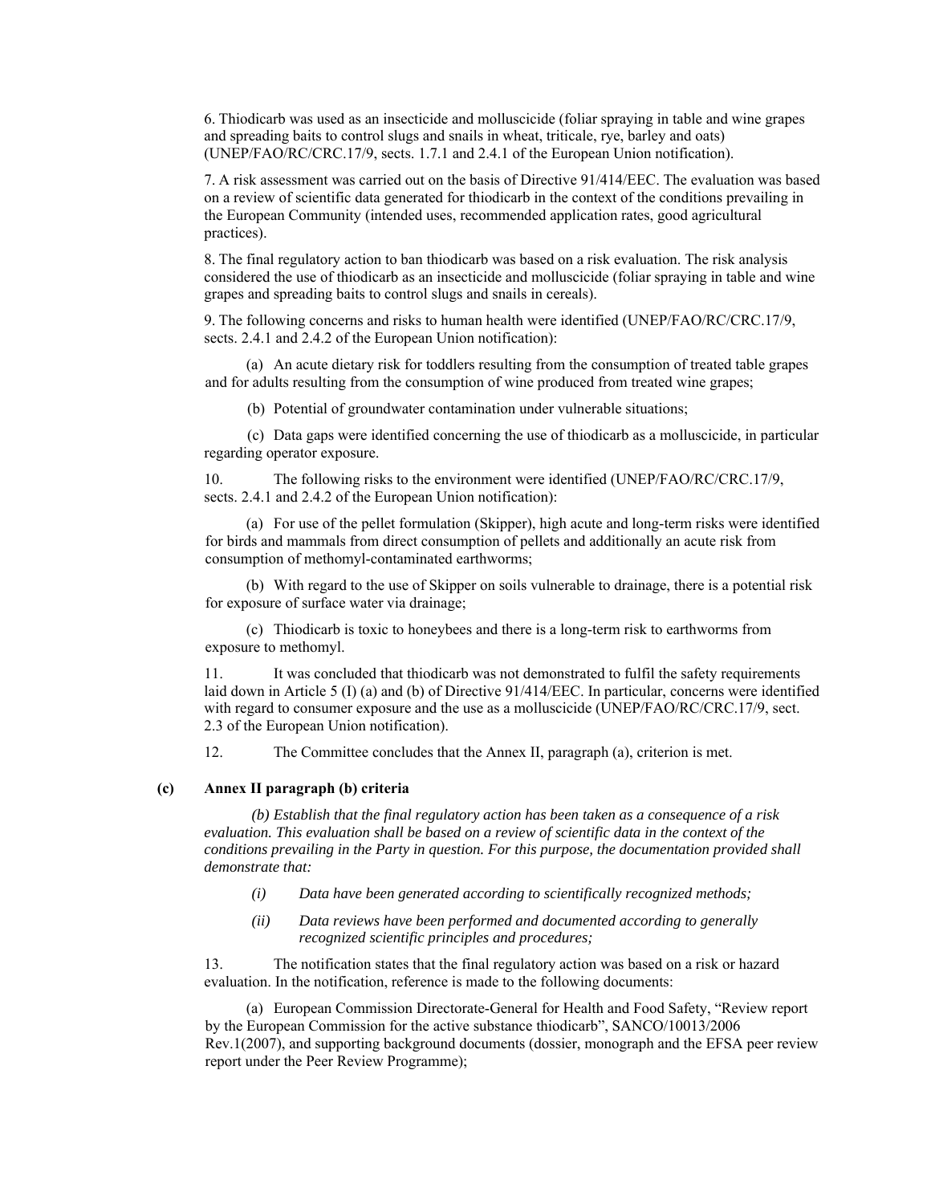6. Thiodicarb was used as an insecticide and molluscicide (foliar spraying in table and wine grapes and spreading baits to control slugs and snails in wheat, triticale, rye, barley and oats) (UNEP/FAO/RC/CRC.17/9, sects. 1.7.1 and 2.4.1 of the European Union notification).

7. A risk assessment was carried out on the basis of Directive 91/414/EEC. The evaluation was based on a review of scientific data generated for thiodicarb in the context of the conditions prevailing in the European Community (intended uses, recommended application rates, good agricultural practices).

8. The final regulatory action to ban thiodicarb was based on a risk evaluation. The risk analysis considered the use of thiodicarb as an insecticide and molluscicide (foliar spraying in table and wine grapes and spreading baits to control slugs and snails in cereals).

9. The following concerns and risks to human health were identified (UNEP/FAO/RC/CRC.17/9, sects. 2.4.1 and 2.4.2 of the European Union notification):

(a) An acute dietary risk for toddlers resulting from the consumption of treated table grapes and for adults resulting from the consumption of wine produced from treated wine grapes;

(b) Potential of groundwater contamination under vulnerable situations;

(c) Data gaps were identified concerning the use of thiodicarb as a molluscicide, in particular regarding operator exposure.

10. The following risks to the environment were identified (UNEP/FAO/RC/CRC.17/9, sects. 2.4.1 and 2.4.2 of the European Union notification):

(a) For use of the pellet formulation (Skipper), high acute and long-term risks were identified for birds and mammals from direct consumption of pellets and additionally an acute risk from consumption of methomyl-contaminated earthworms;

(b) With regard to the use of Skipper on soils vulnerable to drainage, there is a potential risk for exposure of surface water via drainage;

(c) Thiodicarb is toxic to honeybees and there is a long-term risk to earthworms from exposure to methomyl.

11. It was concluded that thiodicarb was not demonstrated to fulfil the safety requirements laid down in Article 5 (I) (a) and (b) of Directive 91/414/EEC. In particular, concerns were identified with regard to consumer exposure and the use as a molluscicide (UNEP/FAO/RC/CRC.17/9, sect. 2.3 of the European Union notification).

12. The Committee concludes that the Annex II, paragraph (a), criterion is met.

### (c) Annex II paragraph (b) criteria

*(b) Establish that the final regulatory action has been taken as a consequence of a risk evaluation. This evaluation shall be based on a review of scientific data in the context of the conditions prevailing in the Party in question. For this purpose, the documentation provided shall demonstrate that:*

*(i) Data have been generated according to scientifically recognized methods;*

*(ii) Data reviews have been performed and documented according to generally recognized scientific principles and procedures;*

13. The notification states that the final regulatory action was based on a risk or hazard evaluation. In the notification, reference is made to the following documents:

(a) European Commission Directorate-General for Health and Food Safety, "Review report by the European Commission for the active substance thiodicarb", SANCO/10013/2006 Rev.1(2007), and supporting background documents (dossier, monograph and the EFSA peer review report under the Peer Review Programme);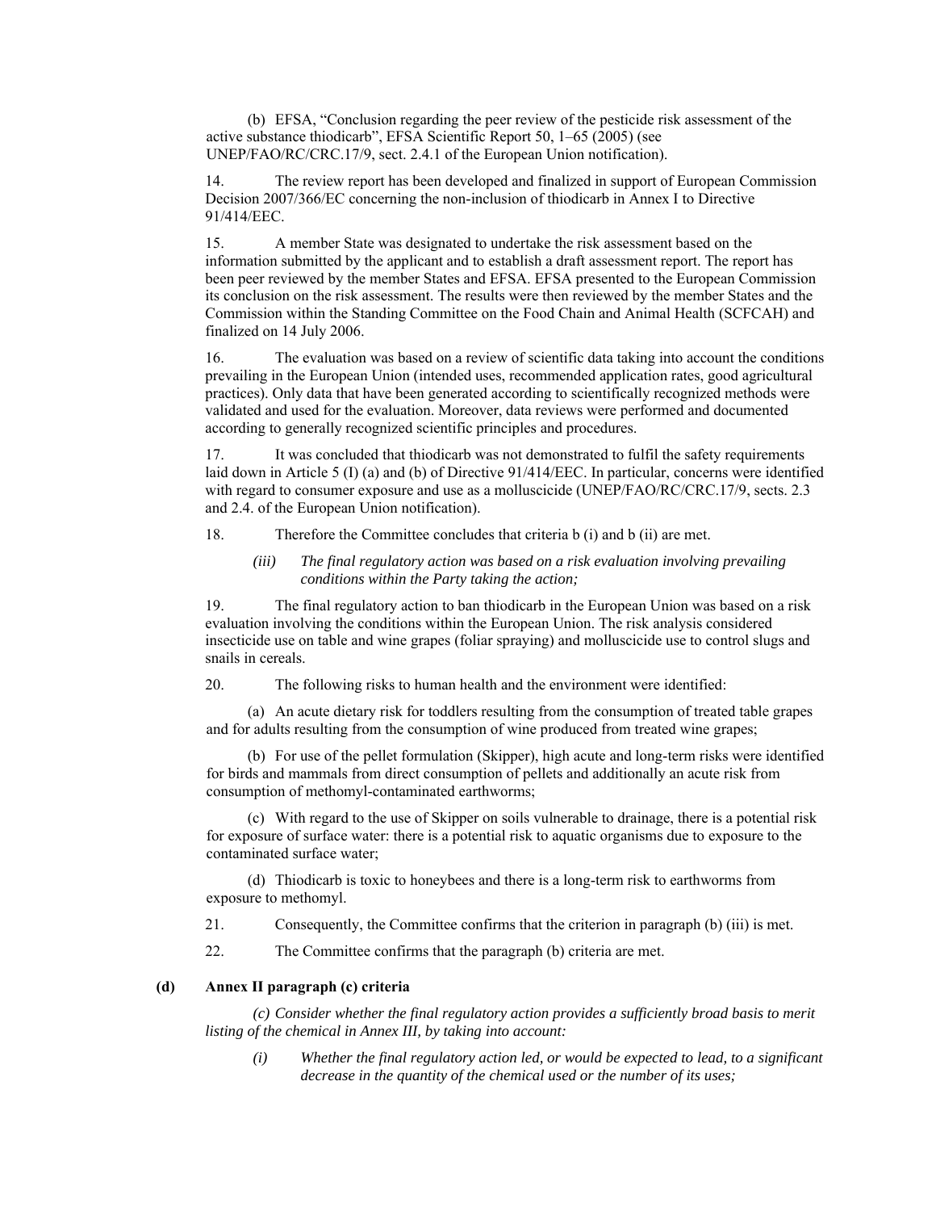(b) EFSA, "Conclusion regarding the peer review of the pesticide risk assessment of the active substance thiodicarb", EFSA Scientific Report 50, 1–65 (2005) (see UNEP/FAO/RC/CRC.17/9, sect. 2.4.1 of the European Union notification).

14. The review report has been developed and finalized in support of European Commission Decision 2007/366/EC concerning the non-inclusion of thiodicarb in Annex I to Directive 91/414/EEC.

15. A member State was designated to undertake the risk assessment based on the information submitted by the applicant and to establish a draft assessment report. The report has been peer reviewed by the member States and EFSA. EFSA presented to the European Commission its conclusion on the risk assessment. The results were then reviewed by the member States and the Commission within the Standing Committee on the Food Chain and Animal Health (SCFCAH) and finalized on 14 July 2006.

16. The evaluation was based on a review of scientific data taking into account the conditions prevailing in the European Union (intended uses, recommended application rates, good agricultural practices). Only data that have been generated according to scientifically recognized methods were validated and used for the evaluation. Moreover, data reviews were performed and documented according to generally recognized scientific principles and procedures.

17. It was concluded that thiodicarb was not demonstrated to fulfil the safety requirements laid down in Article 5 (I) (a) and (b) of Directive 91/414/EEC. In particular, concerns were identified with regard to consumer exposure and use as a molluscicide (UNEP/FAO/RC/CRC.17/9, sects. 2.3 and 2.4. of the European Union notification).

18. Therefore the Committee concludes that criteria b (i) and b (ii) are met.

*(iii) The final regulatory action was based on a risk evaluation involving prevailing conditions within the Party taking the action;*

19. The final regulatory action to ban thiodicarb in the European Union was based on a risk evaluation involving the conditions within the European Union. The risk analysis considered insecticide use on table and wine grapes (foliar spraying) and molluscicide use to control slugs and snails in cereals.

20. The following risks to human health and the environment were identified:

(a) An acute dietary risk for toddlers resulting from the consumption of treated table grapes and for adults resulting from the consumption of wine produced from treated wine grapes;

(b) For use of the pellet formulation (Skipper), high acute and long-term risks were identified for birds and mammals from direct consumption of pellets and additionally an acute risk from consumption of methomyl-contaminated earthworms;

(c) With regard to the use of Skipper on soils vulnerable to drainage, there is a potential risk for exposure of surface water: there is a potential risk to aquatic organisms due to exposure to the contaminated surface water;

(d) Thiodicarb is toxic to honeybees and there is a long-term risk to earthworms from exposure to methomyl.

21. Consequently, the Committee confirms that the criterion in paragraph (b) (iii) is met.

22. The Committee confirms that the paragraph (b) criteria are met.

### (d) Annex II paragraph (c) criteria

*(c) Consider whether the final regulatory action provides a sufficiently broad basis to merit listing of the chemical in Annex III, by taking into account:*

*(i) Whether the final regulatory action led, or would be expected to lead, to a significant decrease in the quantity of the chemical used or the number of its uses;*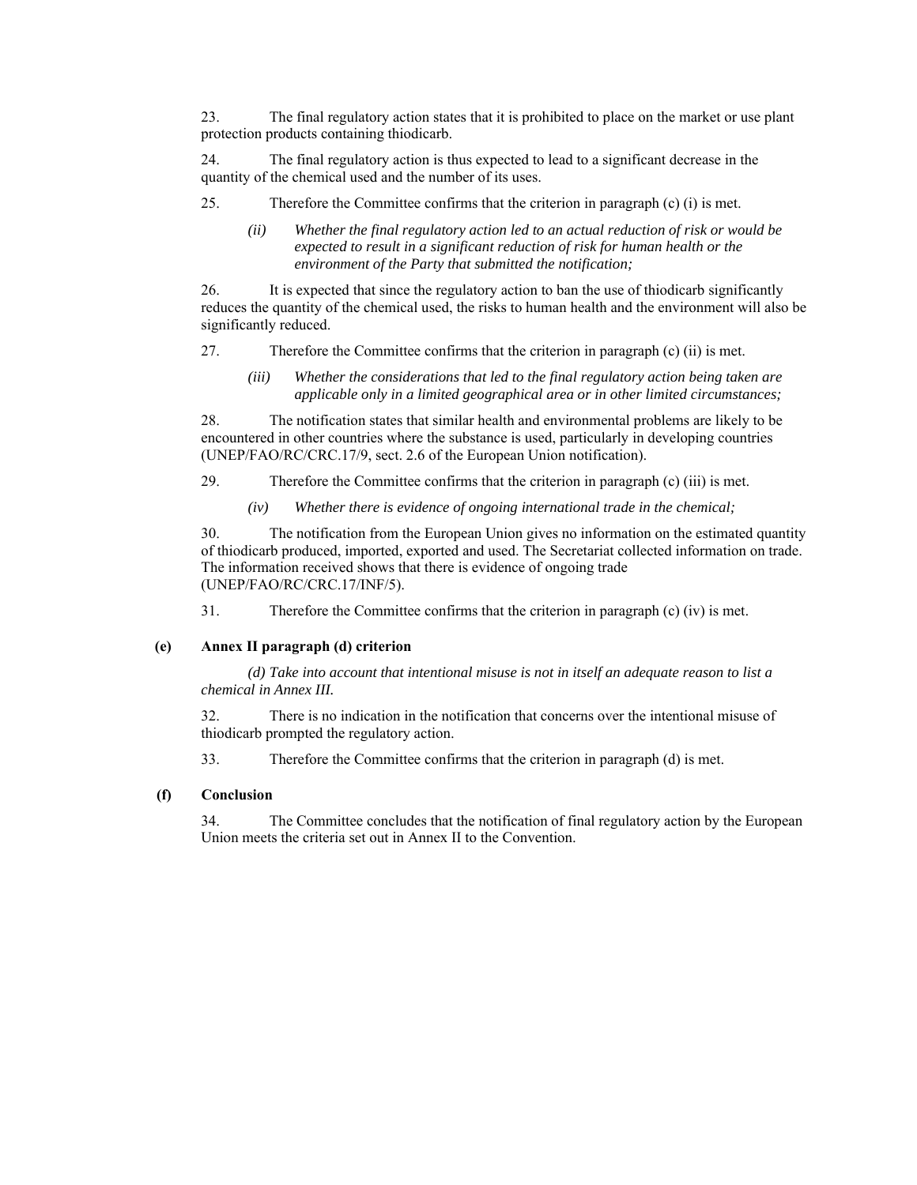23. The final regulatory action states that it is prohibited to place on the market or use plant protection products containing thiodicarb.

24. The final regulatory action is thus expected to lead to a significant decrease in the quantity of the chemical used and the number of its uses.

25. Therefore the Committee confirms that the criterion in paragraph (c) (i) is met.

> *(ii) Whether the final regulatory action led to an actual reduction of risk or would be expected to result in a significant reduction of risk for human health or the environment of the Party that submitted the notification;*

26. It is expected that since the regulatory action to ban the use of thiodicarb significantly reduces the quantity of the chemical used, the risks to human health and the environment will also be significantly reduced.

27. Therefore the Committee confirms that the criterion in paragraph (c) (ii) is met.

> *(iii) Whether the considerations that led to the final regulatory action being taken are applicable only in a limited geographical area or in other limited circumstances;*

28. The notification states that similar health and environmental problems are likely to be encountered in other countries where the substance is used, particularly in developing countries (UNEP/FAO/RC/CRC.17/9, sect. 2.6 of the European Union notification).

29. Therefore the Committee confirms that the criterion in paragraph (c) (iii) is met.

> *(iv) Whether there is evidence of ongoing international trade in the chemical;*

30. The notification from the European Union gives no information on the estimated quantity of thiodicarb produced, imported, exported and used. The Secretariat collected information on trade. The information received shows that there is evidence of ongoing trade (UNEP/FAO/RC/CRC.17/INF/5).

31. Therefore the Committee confirms that the criterion in paragraph (c) (iv) is met.

**(e) Annex II paragraph (d) criterion**

> *(d) Take into account that intentional misuse is not in itself an adequate reason to list a chemical in Annex III.*

32. There is no indication in the notification that concerns over the intentional misuse of thiodicarb prompted the regulatory action.

33. Therefore the Committee confirms that the criterion in paragraph (d) is met.

**(f) Conclusion**

34. The Committee concludes that the notification of final regulatory action by the European Union meets the criteria set out in Annex II to the Convention.